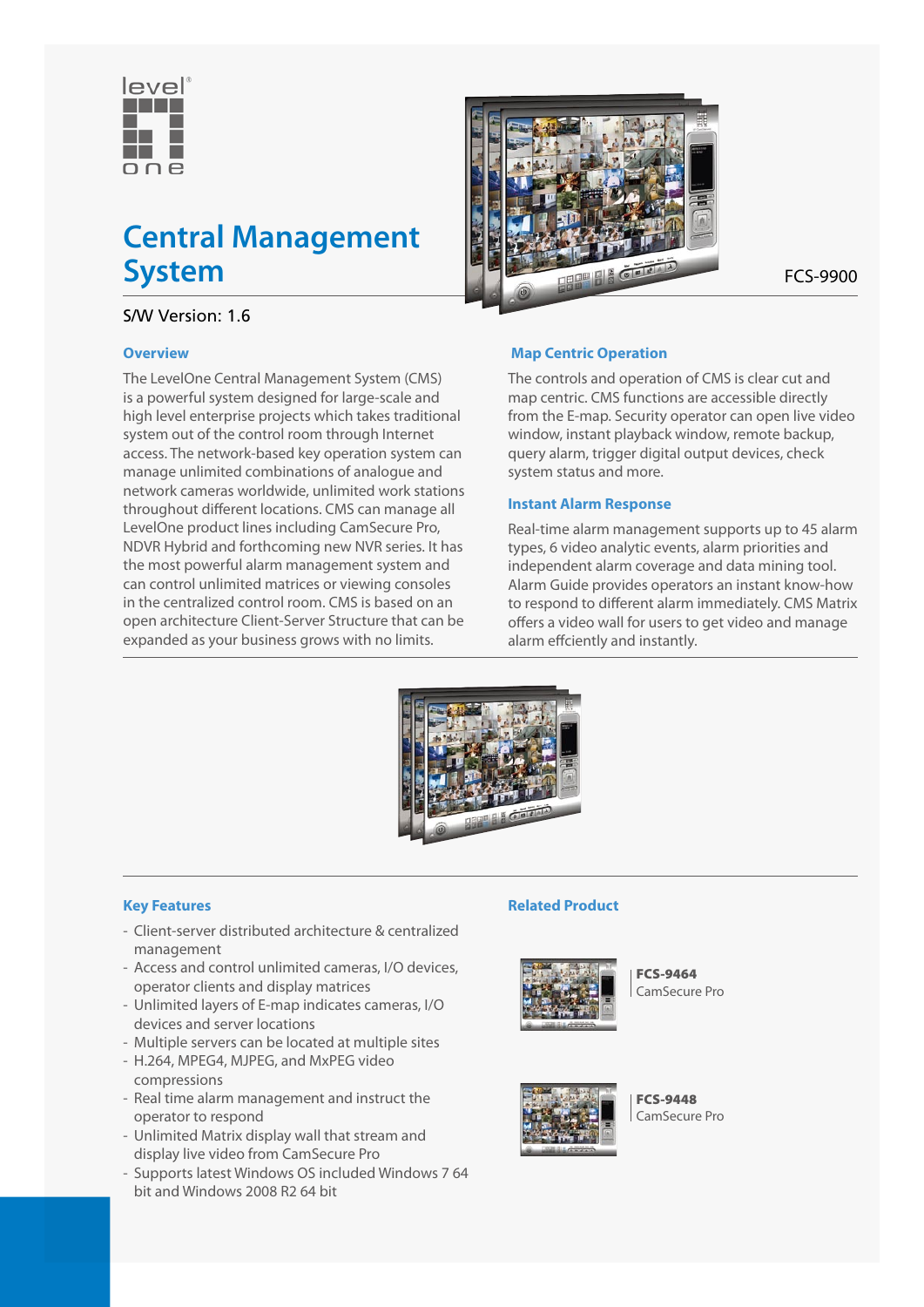# Central Management System

FCS-9900

S/W Version: 1.6

## Overview

The LevelOne Central Management System (CMS) is a powerful system designed for large-scale and high level enterprise projects which takes traditional system out of the control room through Internet access. The network-based key operation system can manage unlimited combinations of analogue and network cameras worldwide, unlimited work stations throughout different locations. CMS can manage all LevelOne product lines including CamSecure Pro, NDVR Hybrid and forthcoming new NVR series. It has the most powerful alarm management system and can control unlimited matrices or viewing consoles in the centralized control room. CMS is based on an open architecture Client-Server Structure that can be expanded as your business grows with no limits.

## Map Centric Operation

The controls and operation of CMS is clear cut and map centric. CMS functions are accessible directly from the E-map. Security operator can open live video window, instant playback window, remote backup, query alarm, trigger digital output devices, check system status and more.

## Instant Alarm Response

Real-time alarm management supports up to 45 alarm types, 6 video analytic events, alarm priorities and independent alarm coverage and data mining tool. Alarm Guide provides operators an instant know-how to respond to different alarm immediately. CMS Matrix offers a video wall for users to get video and manage alarm effciently and instantly.

## Key Features

- Client-server distributed architecture & centralized management
- Access and control unlimited cameras, I/O devices, operator clients and display matrices
- Unlimited layers of E-map indicates cameras, I/O devices and server locations
- Multiple servers can be located at multiple sites
- H.264, MPEG4, MJPEG, and MxPEG video compressions
- Real time alarm management and instruct the operator to respond
- Unlimited Matrix display wall that stream and display live video from CamSecure Pro
- Supports latest Windows OS included Windows 7 64 bit and Windows 2008 R2 64 bit

## Related Product

**FCS-9464**
CamSecure Pro

**FCS-9448**
CamSecure Pro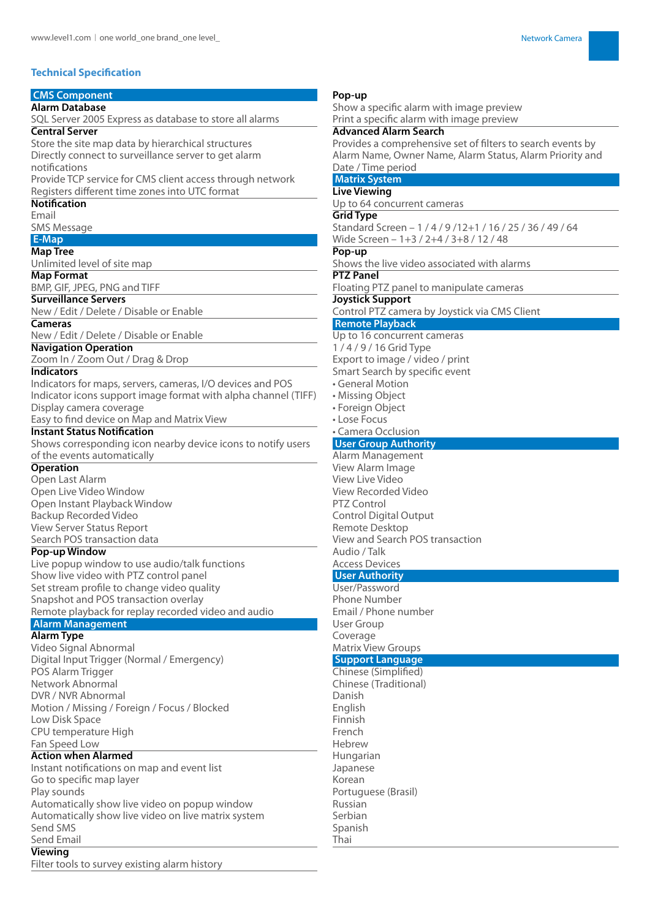## Technical Specification

### CMS Component

**Alarm Database**
SQL Server 2005 Express as database to store all alarms

**Central Server**
Store the site map data by hierarchical structures
Directly connect to surveillance server to get alarm notifications
Provide TCP service for CMS client access through network
Registers different time zones into UTC format

**Notification**
Email
SMS Message

### E-Map

**Map Tree**
Unlimited level of site map

**Map Format**
BMP, GIF, JPEG, PNG and TIFF

**Surveillance Servers**
New / Edit / Delete / Disable or Enable

**Cameras**
New / Edit / Delete / Disable or Enable

**Navigation Operation**
Zoom In / Zoom Out / Drag & Drop

**Indicators**
Indicators for maps, servers, cameras, I/O devices and POS
Indicator icons support image format with alpha channel (TIFF)
Display camera coverage
Easy to find device on Map and Matrix View

**Instant Status Notification**
Shows corresponding icon nearby device icons to notify users of the events automatically

**Operation**
Open Last Alarm
Open Live Video Window
Open Instant Playback Window
Backup Recorded Video
View Server Status Report
Search POS transaction data

**Pop-up Window**
Live popup window to use audio/talk functions
Show live video with PTZ control panel
Set stream profile to change video quality
Snapshot and POS transaction overlay
Remote playback for replay recorded video and audio

### Alarm Management

**Alarm Type**
Video Signal Abnormal
Digital Input Trigger (Normal / Emergency)
POS Alarm Trigger
Network Abnormal
DVR / NVR Abnormal
Motion / Missing / Foreign / Focus / Blocked
Low Disk Space
CPU temperature High
Fan Speed Low

**Action when Alarmed**
Instant notifications on map and event list
Go to specific map layer
Play sounds
Automatically show live video on popup window
Automatically show live video on live matrix system
Send SMS
Send Email

**Viewing**
Filter tools to survey existing alarm history

**Pop-up**
Show a specific alarm with image preview
Print a specific alarm with image preview

**Advanced Alarm Search**
Provides a comprehensive set of filters to search events by Alarm Name, Owner Name, Alarm Status, Alarm Priority and Date / Time period

### Matrix System

**Live Viewing**
Up to 64 concurrent cameras

**Grid Type**
Standard Screen – 1 / 4 / 9 /12+1 / 16 / 25 / 36 / 49 / 64
Wide Screen – 1+3 / 2+4 / 3+8 / 12 / 48

**Pop-up**
Shows the live video associated with alarms

**PTZ Panel**
Floating PTZ panel to manipulate cameras

**Joystick Support**
Control PTZ camera by Joystick via CMS Client

### Remote Playback

Up to 16 concurrent cameras
1 / 4 / 9 / 16 Grid Type
Export to image / video / print
Smart Search by specific event
- General Motion
- Missing Object
- Foreign Object
- Lose Focus
- Camera Occlusion

### User Group Authority

Alarm Management
View Alarm Image
View Live Video
View Recorded Video
PTZ Control
Control Digital Output
Remote Desktop
View and Search POS transaction
Audio / Talk
Access Devices

### User Authority

User/Password
Phone Number
Email / Phone number
User Group
Coverage
Matrix View Groups

### Support Language

Chinese (Simplified)
Chinese (Traditional)
Danish
English
Finnish
French
Hebrew
Hungarian
Japanese
Korean
Portuguese (Brasil)
Russian
Serbian
Spanish
Thai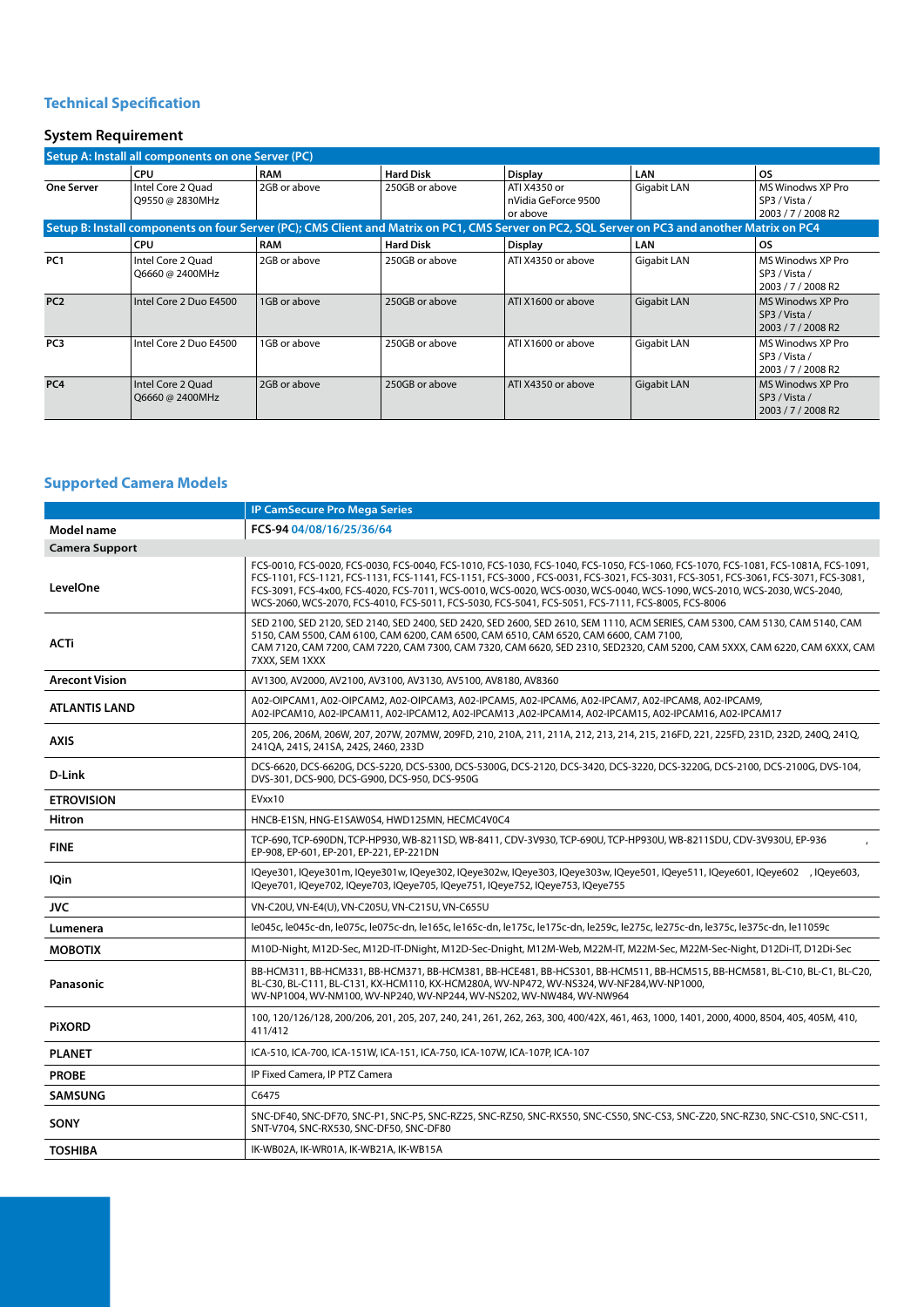## Technical Specification

### System Requirement

| Setup A: Install all components on one Server (PC) | | | | | | |
|---|---|---|---|---|---|---|
| | CPU | RAM | Hard Disk | Display | LAN | OS |
| One Server | Intel Core 2 Quad Q9550 @ 2830MHz | 2GB or above | 250GB or above | ATI X4350 or nVidia GeForce 9500 or above | Gigabit LAN | MS Windows XP Pro SP3 / Vista / 2003 / 7 / 2008 R2 |
| Setup B: Install components on four Server (PC); CMS Client and Matrix on PC1, CMS Server on PC2, SQL Server on PC3 and another Matrix on PC4 | | | | | | |
| | CPU | RAM | Hard Disk | Display | LAN | OS |
| PC1 | Intel Core 2 Quad Q6660 @ 2400MHz | 2GB or above | 250GB or above | ATI X4350 or above | Gigabit LAN | MS Windows XP Pro SP3 / Vista / 2003 / 7 / 2008 R2 |
| PC2 | Intel Core 2 Duo E4500 | 1GB or above | 250GB or above | ATI X1600 or above | Gigabit LAN | MS Windows XP Pro SP3 / Vista / 2003 / 7 / 2008 R2 |
| PC3 | Intel Core 2 Duo E4500 | 1GB or above | 250GB or above | ATI X1600 or above | Gigabit LAN | MS Windows XP Pro SP3 / Vista / 2003 / 7 / 2008 R2 |
| PC4 | Intel Core 2 Quad Q6660 @ 2400MHz | 2GB or above | 250GB or above | ATI X4350 or above | Gigabit LAN | MS Windows XP Pro SP3 / Vista / 2003 / 7 / 2008 R2 |

## Supported Camera Models

| | IP CamSecure Pro Mega Series |
|---|---|
| **Model name** | **FCS-94** 04/08/16/25/36/64 |
| **Camera Support** | |
| **LevelOne** | FCS-0010, FCS-0020, FCS-0030, FCS-0040, FCS-1010, FCS-1030, FCS-1040, FCS-1050, FCS-1060, FCS-1070, FCS-1081, FCS-1081A, FCS-1091, FCS-1101, FCS-1121, FCS-1131, FCS-1141, FCS-1151, FCS-3000 , FCS-0031, FCS-3021, FCS-3031, FCS-3051, FCS-3061, FCS-3071, FCS-3081, FCS-3091, FCS-4x00, FCS-4020, FCS-7011, WCS-0010, WCS-0020, WCS-0030, WCS-0040, WCS-1090, WCS-2010, WCS-2030, WCS-2040, WCS-2060, WCS-2070, FCS-4010, FCS-5011, FCS-5030, FCS-5041, FCS-5051, FCS-7111, FCS-8005, FCS-8006 |
| **ACTi** | SED 2100, SED 2120, SED 2140, SED 2400, SED 2420, SED 2600, SED 2610, SEM 1110, ACM SERIES, CAM 5300, CAM 5130, CAM 5140, CAM 5150, CAM 5500, CAM 6100, CAM 6200, CAM 6500, CAM 6510, CAM 6520, CAM 6600, CAM 7100, CAM 7120, CAM 7200, CAM 7220, CAM 7300, CAM 7320, CAM 6620, SED 2310, SED2320, CAM 5200, CAM 5XXX, CAM 6220, CAM 6XXX, CAM 7XXX, SEM 1XXX |
| **Arecont Vision** | AV1300, AV2000, AV2100, AV3100, AV3130, AV5100, AV8180, AV8360 |
| **ATLANTIS LAND** | A02-OIPCAM1, A02-OIPCAM2, A02-OIPCAM3, A02-IPCAM5, A02-IPCAM6, A02-IPCAM7, A02-IPCAM8, A02-IPCAM9, A02-IPCAM10, A02-IPCAM11, A02-IPCAM12, A02-IPCAM13 ,A02-IPCAM14, A02-IPCAM15, A02-IPCAM16, A02-IPCAM17 |
| **AXIS** | 205, 206, 206M, 206W, 207, 207W, 207MW, 209FD, 210, 210A, 211, 211A, 212, 213, 214, 215, 216FD, 221, 225FD, 231D, 232D, 240Q, 241Q, 241QA, 241S, 241SA, 242S, 2460, 233D |
| **D-Link** | DCS-6620, DCS-6620G, DCS-5220, DCS-5300, DCS-5300G, DCS-2120, DCS-3420, DCS-3220, DCS-3220G, DCS-2100, DCS-2100G, DVS-104, DVS-301, DCS-900, DCS-G900, DCS-950, DCS-950G |
| **ETROVISION** | EVxx10 |
| **Hitron** | HNCB-E1SN, HNG-E1SAW0S4, HWD125MN, HECMC4V0C4 |
| **FINE** | TCP-690, TCP-690DN, TCP-HP930, WB-8211SD, WB-8411, CDV-3V930, TCP-690U, TCP-HP930U, WB-8211SDU, CDV-3V930U, EP-936 , EP-908, EP-601, EP-201, EP-221, EP-221DN |
| **IQin** | IQeye301, IQeye301m, IQeye301w, IQeye302, IQeye302w, IQeye303, IQeye303w, IQeye501, IQeye511, IQeye601, IQeye602 , IQeye603, IQeye701, IQeye702, IQeye703, IQeye705, IQeye751, IQeye752, IQeye753, IQeye755 |
| **JVC** | VN-C20U, VN-E4(U), VN-C205U, VN-C215U, VN-C655U |
| **Lumenera** | le045c, le045c-dn, le075c, le075c-dn, le165c, le165c-dn, le175c, le175c-dn, le259c, le275c, le275c-dn, le375c, le375c-dn, le11059c |
| **MOBOTIX** | M10D-Night, M12D-Sec, M12D-IT-DNight, M12D-Sec-Dnight, M12M-Web, M22M-IT, M22M-Sec, M22M-Sec-Night, D12Di-IT, D12Di-Sec |
| **Panasonic** | BB-HCM311, BB-HCM331, BB-HCM371, BB-HCM381, BB-HCE481, BB-HCS301, BB-HCM511, BB-HCM515, BB-HCM581, BL-C10, BL-C1, BL-C20, BL-C30, BL-C111, BL-C131, KX-HCM110, KX-HCM280A, WV-NP472, WV-NS324, WV-NF284,WV-NP1000, WV-NP1004, WV-NM100, WV-NP240, WV-NP244, WV-NS202, WV-NW484, WV-NW964 |
| **PiXORD** | 100, 120/126/128, 200/206, 201, 205, 207, 240, 241, 261, 262, 263, 300, 400/42X, 461, 463, 1000, 1401, 2000, 4000, 8504, 405, 405M, 410, 411/412 |
| **PLANET** | ICA-510, ICA-700, ICA-151W, ICA-151, ICA-750, ICA-107W, ICA-107P, ICA-107 |
| **PROBE** | IP Fixed Camera, IP PTZ Camera |
| **SAMSUNG** | C6475 |
| **SONY** | SNC-DF40, SNC-DF70, SNC-P1, SNC-P5, SNC-RZ25, SNC-RZ50, SNC-RX550, SNC-CS50, SNC-CS3, SNC-Z20, SNC-RZ30, SNC-CS10, SNC-CS11, SNT-V704, SNC-RX530, SNC-DF50, SNC-DF80 |
| **TOSHIBA** | IK-WB02A, IK-WR01A, IK-WB21A, IK-WB15A |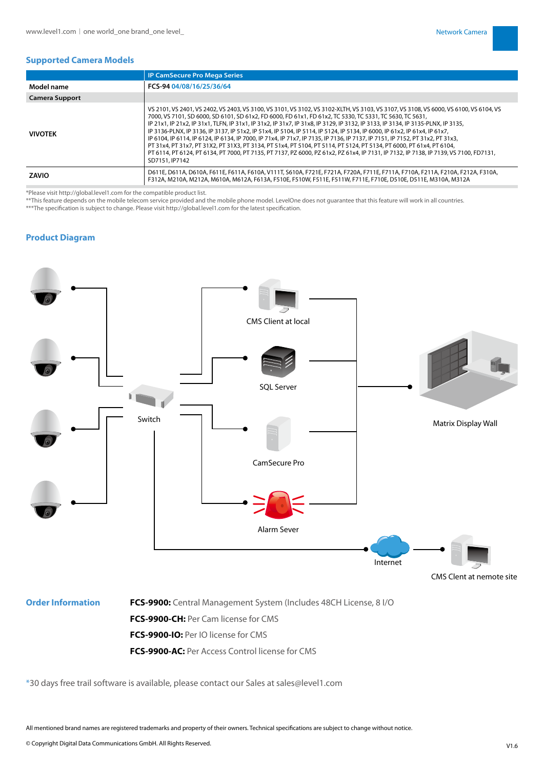## Supported Camera Models

| | IP CamSecure Pro Mega Series |
|---|---|
| **Model name** | **FCS-94** 04/08/16/25/36/64 |
| **Camera Support** | |
| **VIVOTEK** | VS 2101, VS 2401, VS 2402, VS 2403, VS 3100, VS 3101, VS 3102, VS 3102-XLTH, VS 3103, VS 3107, VS 3108, VS 6000, VS 6100, VS 6104, VS 7000, VS 7101, SD 6000, SD 6101, SD 61x2, FD 6000, FD 61x1, FD 61x2, TC 5330, TC 5331, TC 5630, TC 5631, IP 21x1, IP 21x2, IP 31x1, TLFN, IP 31x1, IP 31x2, IP 31x7, IP 31x8, IP 3129, IP 3132, IP 3133, IP 3134, IP 3135-PLNX, IP 3135, IP 3136-PLNX, IP 3136, IP 3137, IP 51x2, IP 51x4, IP 5104, IP 5114, IP 5124, IP 5134, IP 6000, IP 61x2, IP 61x4, IP 61x7, IP 6104, IP 6114, IP 6124, IP 6134, IP 7000, IP 71x4, IP 71x7, IP 7135, IP 7136, IP 7137, IP 7151, IP 7152, PT 31x2, PT 31x3, PT 31x4, PT 31x7, PT 31X2, PT 31X3, PT 3134, PT 51x4, PT 5104, PT 5114, PT 5124, PT 5134, PT 6000, PT 61x4, PT 6104, PT 6114, PT 6124, PT 6134, PT 7000, PT 7135, PT 7137, PZ 6000, PZ 61x2, PZ 61x4, IP 7131, IP 7132, IP 7138, IP 7139, VS 7100, FD7131, SD7151, IP7142 |
| **ZAVIO** | D611E, D611A, D610A, F611E, F611A, F610A, V111T, S610A, F721E, F721A, F720A, F711E, F711A, F710A, F211A, F210A, F212A, F310A, F312A, M210A, M212A, M610A, M612A, F613A, F510E, F510W, F511E, F511W, F711E, F710E, D510E, D511E, M310A, M312A |

*Please visit http://global.level1.com for the compatible product list.
**This feature depends on the mobile telecom service provided and the mobile phone model. LevelOne does not guarantee that this feature will work in all countries.
***The specification is subject to change. Please visit http://global.level1.com for the latest specification.

## Product Diagram

CMS Client at local
SQL Server
Switch
CamSecure Pro
Matrix Display Wall
Alarm Sever
Internet
CMS Clent at nemote site

## Order Information

**FCS-9900:** Central Management System (Includes 48CH License, 8 I/O

**FCS-9900-CH:** Per Cam license for CMS

**FCS-9900-IO:** Per IO license for CMS

**FCS-9900-AC:** Per Access Control license for CMS

*30 days free trail software is available, please contact our Sales at sales@level1.com

All mentioned brand names are registered trademarks and property of their owners. Technical specifications are subject to change without notice.

© Copyright Digital Data Communications GmbH. All Rights Reserved.

V1.6